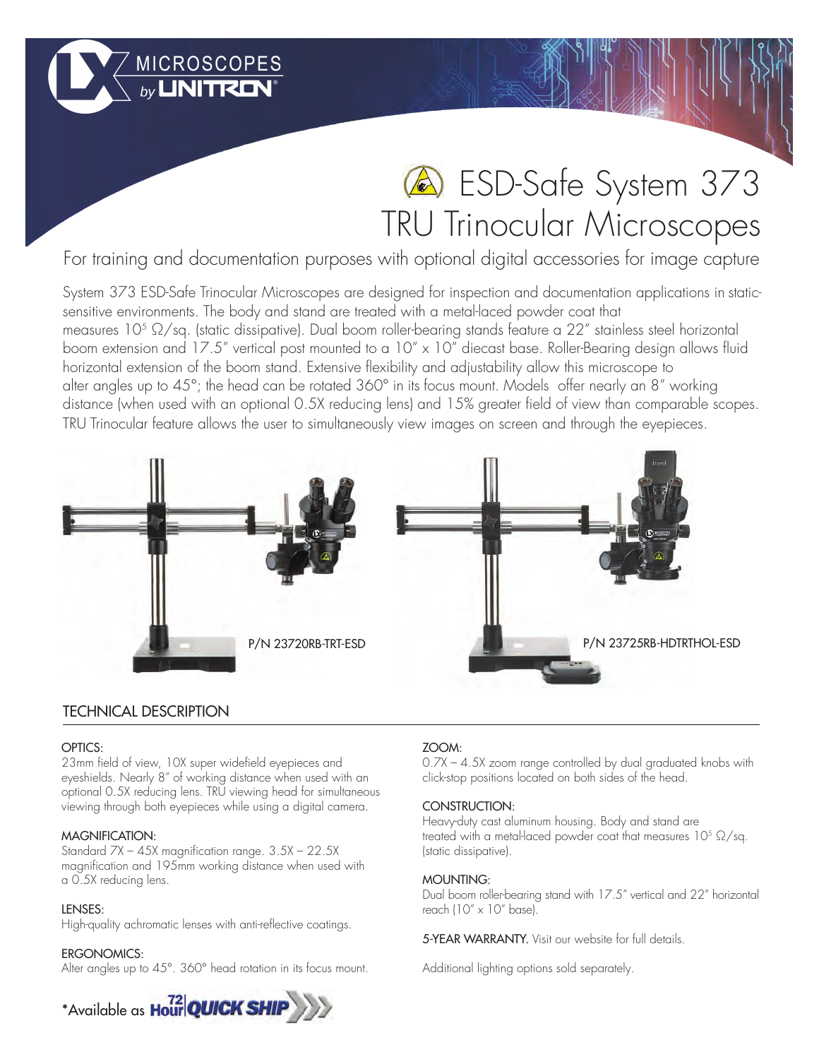MICROSCOPES by UNITRON

# ESD-Safe System 373 TRU Trinocular Microscopes

For training and documentation purposes with optional digital accessories for image capture

System 373 ESD-Safe Trinocular Microscopes are designed for inspection and documentation applications in static-sensitive environments. The body and stand are treated with a metal-laced powder coat that measures $10^5$ Ω/sq. (static dissipative). Dual boom roller-bearing stands feature a 22" stainless steel horizontal boom extension and 17.5" vertical post mounted to a 10" x 10" diecast base. Roller-Bearing design allows fluid horizontal extension of the boom stand. Extensive flexibility and adjustability allow this microscope to alter angles up to 45°; the head can be rotated 360° in its focus mount. Models offer nearly an 8" working distance (when used with an optional 0.5X reducing lens) and 15% greater field of view than comparable scopes. TRU Trinocular feature allows the user to simultaneously view images on screen and through the eyepieces.

P/N 23720RB-TRT-ESD

P/N 23725RB-HDTRTHOL-ESD

## TECHNICAL DESCRIPTION

**OPTICS:**
23mm field of view, 10X super widefield eyepieces and eyeshields. Nearly 8" of working distance when used with an optional 0.5X reducing lens. TRU viewing head for simultaneous viewing through both eyepieces while using a digital camera.

**MAGNIFICATION:**
Standard 7X – 45X magnification range. 3.5X – 22.5X magnification and 195mm working distance when used with a 0.5X reducing lens.

**LENSES:**
High-quality achromatic lenses with anti-reflective coatings.

**ERGONOMICS:**
Alter angles up to 45°. 360° head rotation in its focus mount.

**ZOOM:**
0.7X – 4.5X zoom range controlled by dual graduated knobs with click-stop positions located on both sides of the head.

**CONSTRUCTION:**
Heavy-duty cast aluminum housing. Body and stand are treated with a metal-laced powder coat that measures $10^5$ Ω/sq. (static dissipative).

**MOUNTING:**
Dual boom roller-bearing stand with 17.5" vertical and 22" horizontal reach (10" x 10" base).

**5-YEAR WARRANTY.** Visit our website for full details.

Additional lighting options sold separately.

*Available as 72 Hour QUICK SHIP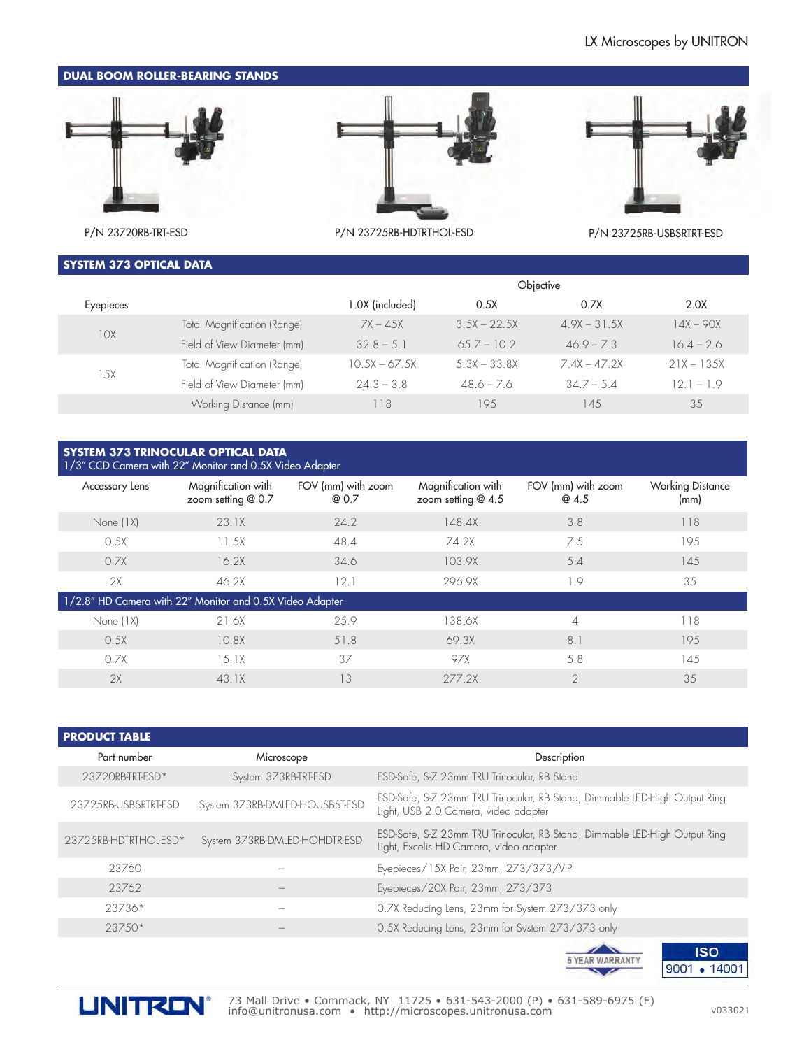## DUAL BOOM ROLLER-BEARING STANDS

P/N 23720RB-TRT-ESD

P/N 23725RB-HDTRTHOL-ESD

P/N 23725RB-USBSRTRT-ESD

## SYSTEM 373 OPTICAL DATA

| | | Objective | | | |
|---|---|---|---|---|---|
| Eyepieces | | 1.0X (included) | 0.5X | 0.7X | 2.0X |
| 10X | Total Magnification (Range) | 7X – 45X | 3.5X – 22.5X | 4.9X – 31.5X | 14X – 90X |
| | Field of View Diameter (mm) | 32.8 – 5.1 | 65.7 – 10.2 | 46.9 – 7.3 | 16.4 – 2.6 |
| 15X | Total Magnification (Range) | 10.5X – 67.5X | 5.3X – 33.8X | 7.4X – 47.2X | 21X – 135X |
| | Field of View Diameter (mm) | 24.3 – 3.8 | 48.6 – 7.6 | 34.7 – 5.4 | 12.1 – 1.9 |
| | Working Distance (mm) | 118 | 195 | 145 | 35 |

## SYSTEM 373 TRINOCULAR OPTICAL DATA

1/3" CCD Camera with 22" Monitor and 0.5X Video Adapter

| Accessory Lens | Magnification with zoom setting @ 0.7 | FOV (mm) with zoom @ 0.7 | Magnification with zoom setting @ 4.5 | FOV (mm) with zoom @ 4.5 | Working Distance (mm) |
|---|---|---|---|---|---|
| None (1X) | 23.1X | 24.2 | 148.4X | 3.8 | 118 |
| 0.5X | 11.5X | 48.4 | 74.2X | 7.5 | 195 |
| 0.7X | 16.2X | 34.6 | 103.9X | 5.4 | 145 |
| 2X | 46.2X | 12.1 | 296.9X | 1.9 | 35 |
| **1/2.8" HD Camera with 22" Monitor and 0.5X Video Adapter** | | | | | |
| None (1X) | 21.6X | 25.9 | 138.6X | 4 | 118 |
| 0.5X | 10.8X | 51.8 | 69.3X | 8.1 | 195 |
| 0.7X | 15.1X | 37 | 97X | 5.8 | 145 |
| 2X | 43.1X | 13 | 277.2X | 2 | 35 |

## PRODUCT TABLE

| Part number | Microscope | Description |
|---|---|---|
| 23720RB-TRT-ESD* | System 373RB-TRT-ESD | ESD-Safe, S-Z 23mm TRU Trinocular, RB Stand |
| 23725RB-USBSRTRT-ESD | System 373RB-DMLED-HOUSBST-ESD | ESD-Safe, S-Z 23mm TRU Trinocular, RB Stand, Dimmable LED-High Output Ring Light, USB 2.0 Camera, video adapter |
| 23725RB-HDTRTHOL-ESD* | System 373RB-DMLED-HOHDTR-ESD | ESD-Safe, S-Z 23mm TRU Trinocular, RB Stand, Dimmable LED-High Output Ring Light, Excelis HD Camera, video adapter |
| 23760 | – | Eyepieces/15X Pair, 23mm, 273/373/VIP |
| 23762 | – | Eyepieces/20X Pair, 23mm, 273/373 |
| 23736* | – | 0.7X Reducing Lens, 23mm for System 273/373 only |
| 23750* | – | 0.5X Reducing Lens, 23mm for System 273/373 only |

5 YEAR WARRANTY

ISO 9001 • 14001

UNITRON®

73 Mall Drive • Commack, NY 11725 • 631-543-2000 (P) • 631-589-6975 (F)
info@unitronusa.com • http://microscopes.unitronusa.com

v033021